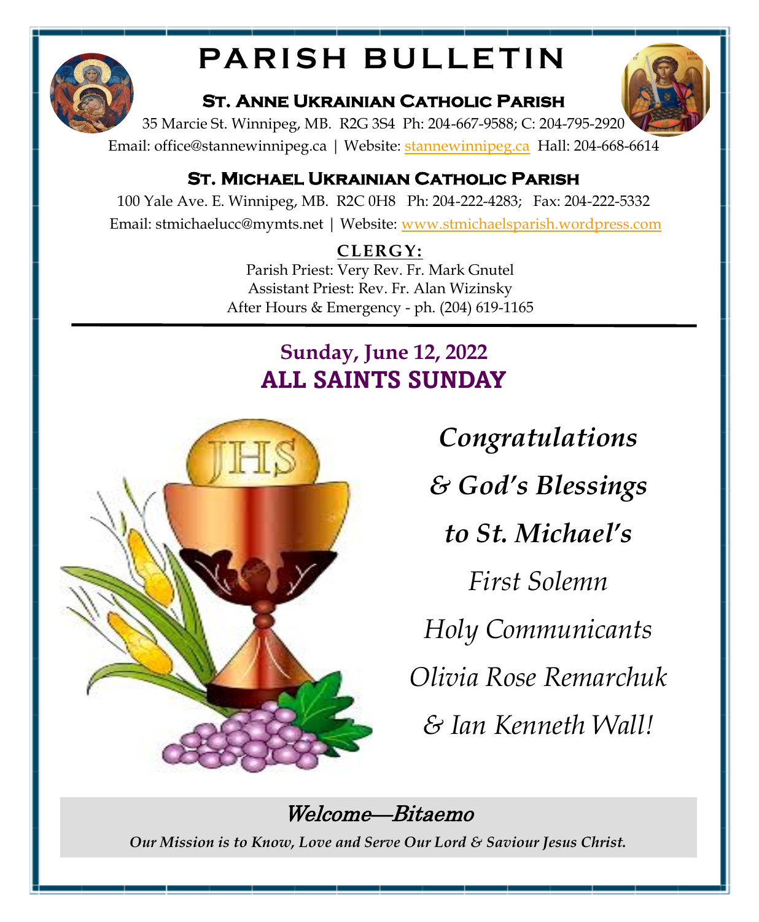# PARISH BULLETIN

## St. Anne Ukrainian Catholic Parish

35 Marcie St. Winnipeg, MB. R2G 3S4 Ph: 204-667-9588; C: 204-795-2920

Email: office@stannewinnipeg.ca | Website: stannewinnipeg.ca Hall: 204-668-6614

## St. Michael Ukrainian Catholic Parish

100 Yale Ave. E. Winnipeg, MB. R2C 0H8 Ph: 204-222-4283; Fax: 204-222-5332

Email: stmichaelucc@mymts.net | Website: www.stmichaelsparish.wordpress.com

**CLERGY:**

Parish Priest: Very Rev. Fr. Mark Gnutel

Assistant Priest: Rev. Fr. Alan Wizinsky

After Hours & Emergency - ph. (204) 619-1165

---

### Sunday, June 12, 2022

## ALL SAINTS SUNDAY

***Congratulations***

***& God's Blessings***

***to St. Michael's***

*First Solemn*

*Holy Communicants*

*Olivia Rose Remarchuk*

*& Ian Kenneth Wall!*

*Welcome—Bitaemo*

***Our Mission is to Know, Love and Serve Our Lord & Saviour Jesus Christ.***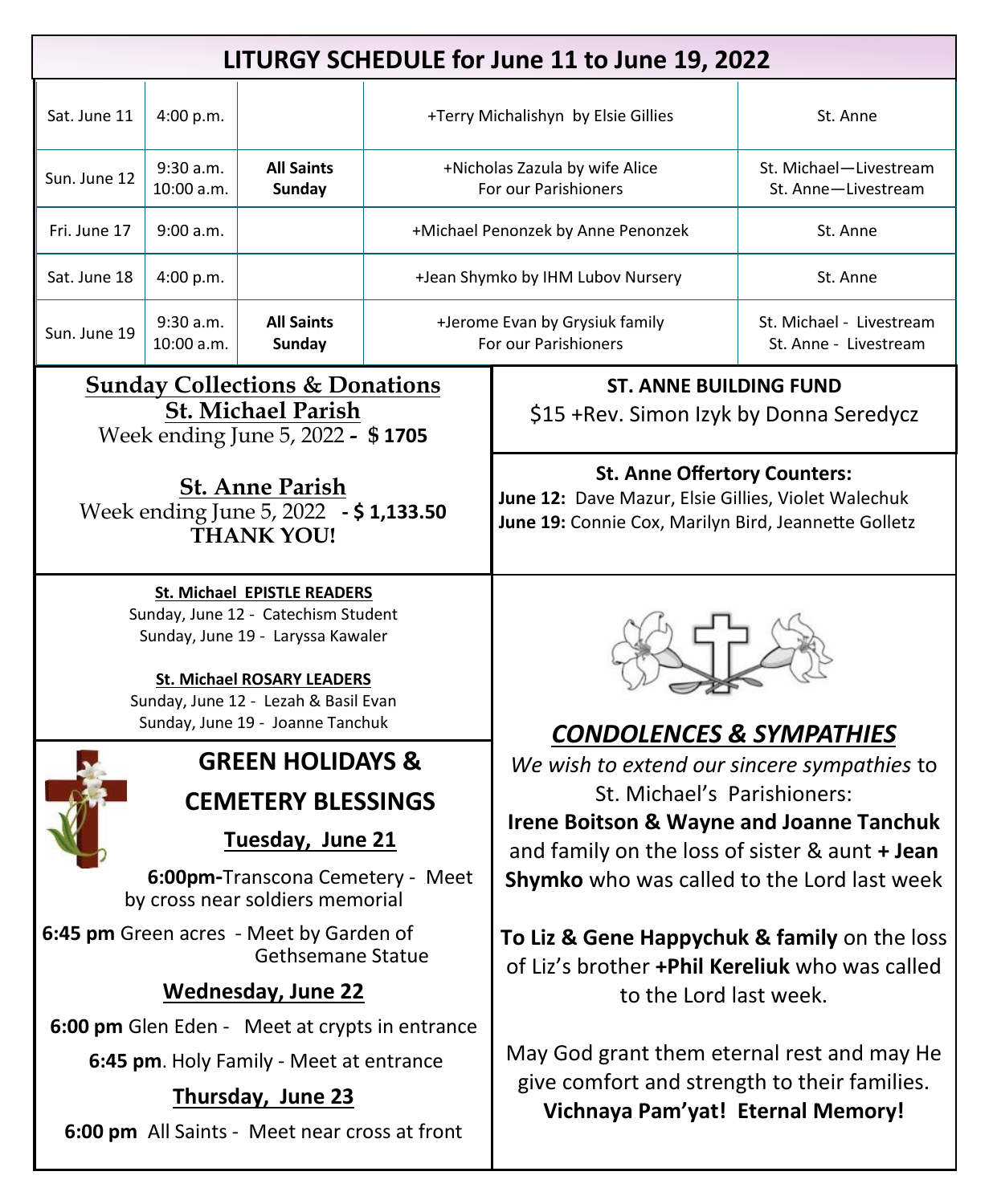## LITURGY SCHEDULE for June 11 to June 19, 2022

| Date | Time | Feast | Intention | Location |
|---|---|---|---|---|
| Sat. June 11 | 4:00 p.m. | | +Terry Michalishyn by Elsie Gillies | St. Anne |
| Sun. June 12 | 9:30 a.m.<br>10:00 a.m. | **All Saints Sunday** | +Nicholas Zazula by wife Alice<br>For our Parishioners | St. Michael—Livestream<br>St. Anne—Livestream |
| Fri. June 17 | 9:00 a.m. | | +Michael Penonzek by Anne Penonzek | St. Anne |
| Sat. June 18 | 4:00 p.m. | | +Jean Shymko by IHM Lubov Nursery | St. Anne |
| Sun. June 19 | 9:30 a.m.<br>10:00 a.m. | **All Saints Sunday** | +Jerome Evan by Grysiuk family<br>For our Parishioners | St. Michael - Livestream<br>St. Anne - Livestream |

### Sunday Collections & Donations

**St. Michael Parish**

Week ending June 5, 2022 **- $ 1705**

**St. Anne Parish**

Week ending June 5, 2022 **- $ 1,133.50**

**THANK YOU!**

### ST. ANNE BUILDING FUND

$15 +Rev. Simon Izyk by Donna Seredycz

### St. Anne Offertory Counters:

**June 12:** Dave Mazur, Elsie Gillies, Violet Walechuk

**June 19:** Connie Cox, Marilyn Bird, Jeannette Golletz

### St. Michael EPISTLE READERS

Sunday, June 12 - Catechism Student

Sunday, June 19 - Laryssa Kawaler

### St. Michael ROSARY LEADERS

Sunday, June 12 - Lezah & Basil Evan

Sunday, June 19 - Joanne Tanchuk

## GREEN HOLIDAYS & CEMETERY BLESSINGS

**Tuesday, June 21**

**6:00pm-**Transcona Cemetery - Meet by cross near soldiers memorial

**6:45 pm** Green acres - Meet by Garden of Gethsemane Statue

**Wednesday, June 22**

**6:00 pm** Glen Eden - Meet at crypts in entrance

**6:45 pm**. Holy Family - Meet at entrance

**Thursday, June 23**

**6:00 pm** All Saints - Meet near cross at front

## *CONDOLENCES & SYMPATHIES*

*We wish to extend our sincere sympathies* to St. Michael's Parishioners: **Irene Boitson & Wayne and Joanne Tanchuk** and family on the loss of sister & aunt **+ Jean Shymko** who was called to the Lord last week

**To Liz & Gene Happychuk & family** on the loss of Liz's brother **+Phil Kereliuk** who was called to the Lord last week.

May God grant them eternal rest and may He give comfort and strength to their families.

**Vichnaya Pam'yat! Eternal Memory!**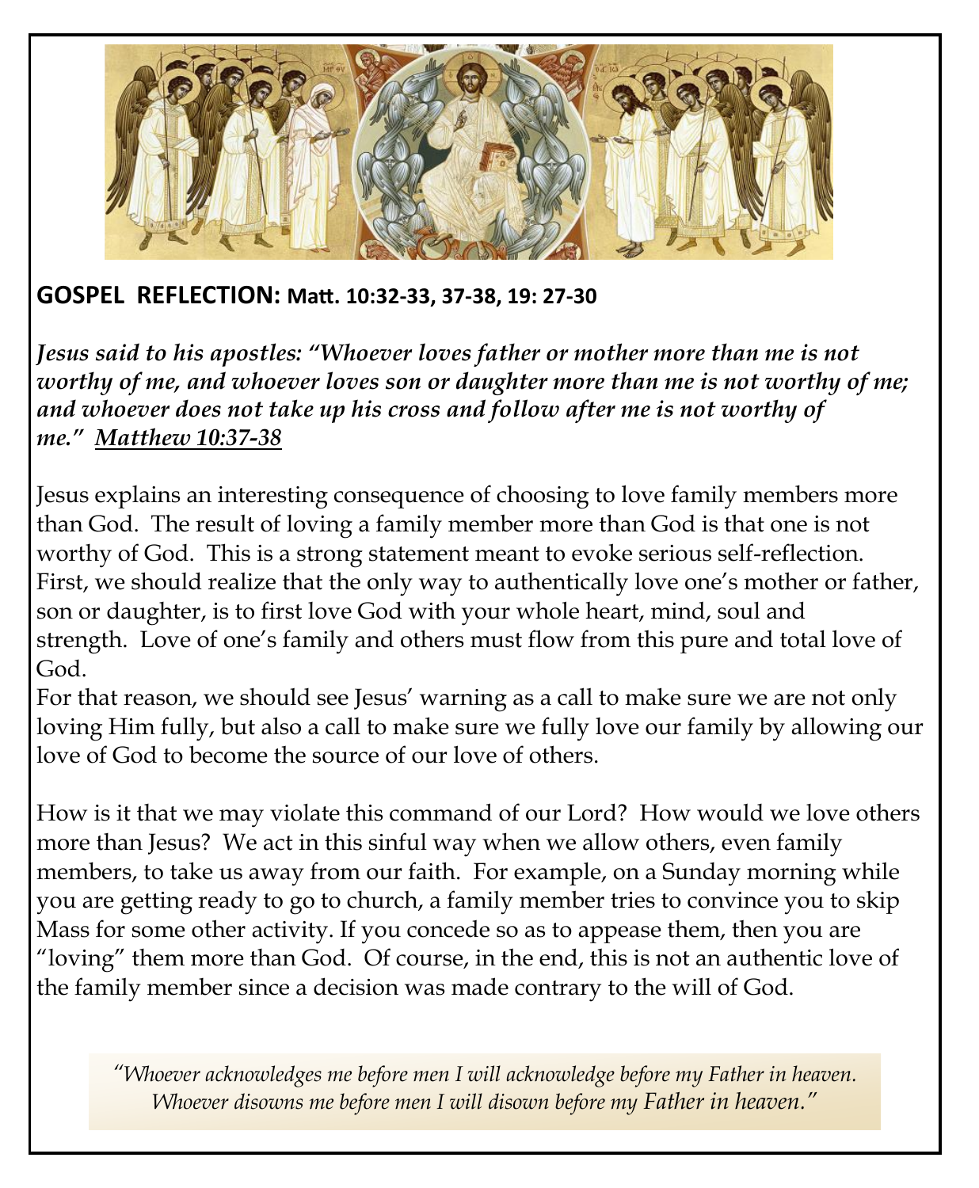**GOSPEL REFLECTION: Matt. 10:32-33, 37-38, 19: 27-30**

***Jesus said to his apostles: "Whoever loves father or mother more than me is not worthy of me, and whoever loves son or daughter more than me is not worthy of me; and whoever does not take up his cross and follow after me is not worthy of me."*** ***<u>Matthew 10:37-38</u>***

Jesus explains an interesting consequence of choosing to love family members more than God. The result of loving a family member more than God is that one is not worthy of God. This is a strong statement meant to evoke serious self-reflection. First, we should realize that the only way to authentically love one's mother or father, son or daughter, is to first love God with your whole heart, mind, soul and strength. Love of one's family and others must flow from this pure and total love of God.

For that reason, we should see Jesus' warning as a call to make sure we are not only loving Him fully, but also a call to make sure we fully love our family by allowing our love of God to become the source of our love of others.

How is it that we may violate this command of our Lord? How would we love others more than Jesus? We act in this sinful way when we allow others, even family members, to take us away from our faith. For example, on a Sunday morning while you are getting ready to go to church, a family member tries to convince you to skip Mass for some other activity. If you concede so as to appease them, then you are "loving" them more than God. Of course, in the end, this is not an authentic love of the family member since a decision was made contrary to the will of God.

*"Whoever acknowledges me before men I will acknowledge before my Father in heaven. Whoever disowns me before men I will disown before my Father in heaven."*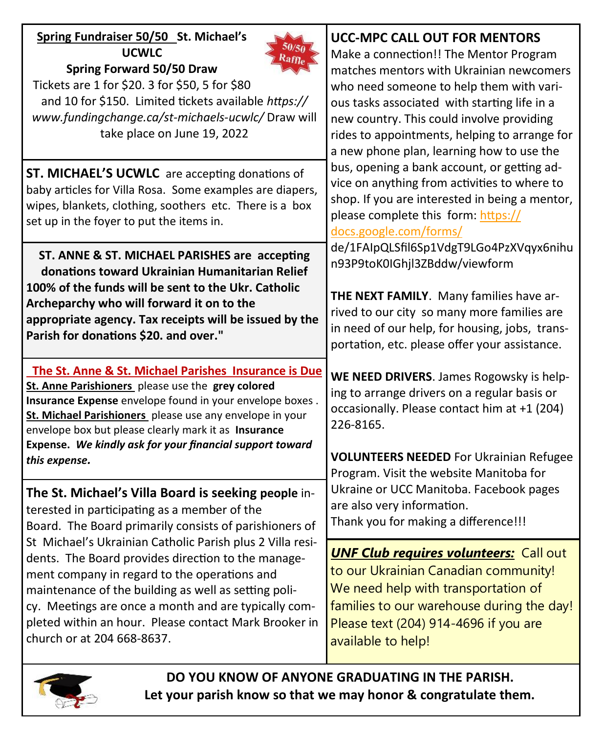**Spring Fundraiser 50/50 St. Michael's UCWLC**

**Spring Forward 50/50 Draw**

Tickets are 1 for $20. 3 for $50, 5 for $80 and 10 for $150. Limited tickets available *https://www.fundingchange.ca/st-michaels-ucwlc/* Draw will take place on June 19, 2022

**ST. MICHAEL'S UCWLC** are accepting donations of baby articles for Villa Rosa. Some examples are diapers, wipes, blankets, clothing, soothers etc. There is a box set up in the foyer to put the items in.

**ST. ANNE & ST. MICHAEL PARISHES are accepting donations toward Ukrainian Humanitarian Relief 100% of the funds will be sent to the Ukr. Catholic Archeparchy who will forward it on to the appropriate agency. Tax receipts will be issued by the Parish for donations $20. and over."**

**The St. Anne & St. Michael Parishes Insurance is Due**

**St. Anne Parishioners** please use the **grey colored Insurance Expense** envelope found in your envelope boxes . **St. Michael Parishioners** please use any envelope in your envelope box but please clearly mark it as **Insurance Expense.** ***We kindly ask for your financial support toward this expense.***

**The St. Michael's Villa Board is seeking people** interested in participating as a member of the Board. The Board primarily consists of parishioners of St Michael's Ukrainian Catholic Parish plus 2 Villa residents. The Board provides direction to the management company in regard to the operations and maintenance of the building as well as setting policy. Meetings are once a month and are typically completed within an hour. Please contact Mark Brooker in church or at 204 668-8637.

**UCC-MPC CALL OUT FOR MENTORS**

Make a connection!! The Mentor Program matches mentors with Ukrainian newcomers who need someone to help them with various tasks associated with starting life in a new country. This could involve providing rides to appointments, helping to arrange for a new phone plan, learning how to use the bus, opening a bank account, or getting advice on anything from activities to where to shop. If you are interested in being a mentor, please complete this form: https://docs.google.com/forms/de/1FAIpQLSfil6Sp1VdgT9LGo4PzXVqyx6nihun93P9toK0IGhjl3ZBddw/viewform

**THE NEXT FAMILY**. Many families have arrived to our city so many more families are in need of our help, for housing, jobs, transportation, etc. please offer your assistance.

**WE NEED DRIVERS**. James Rogowsky is helping to arrange drivers on a regular basis or occasionally. Please contact him at +1 (204) 226-8165.

**VOLUNTEERS NEEDED** For Ukrainian Refugee Program. Visit the website Manitoba for Ukraine or UCC Manitoba. Facebook pages are also very information.
Thank you for making a difference!!!

***UNF Club requires volunteers:*** Call out to our Ukrainian Canadian community! We need help with transportation of families to our warehouse during the day! Please text (204) 914-4696 if you are available to help!

**DO YOU KNOW OF ANYONE GRADUATING IN THE PARISH. Let your parish know so that we may honor & congratulate them.**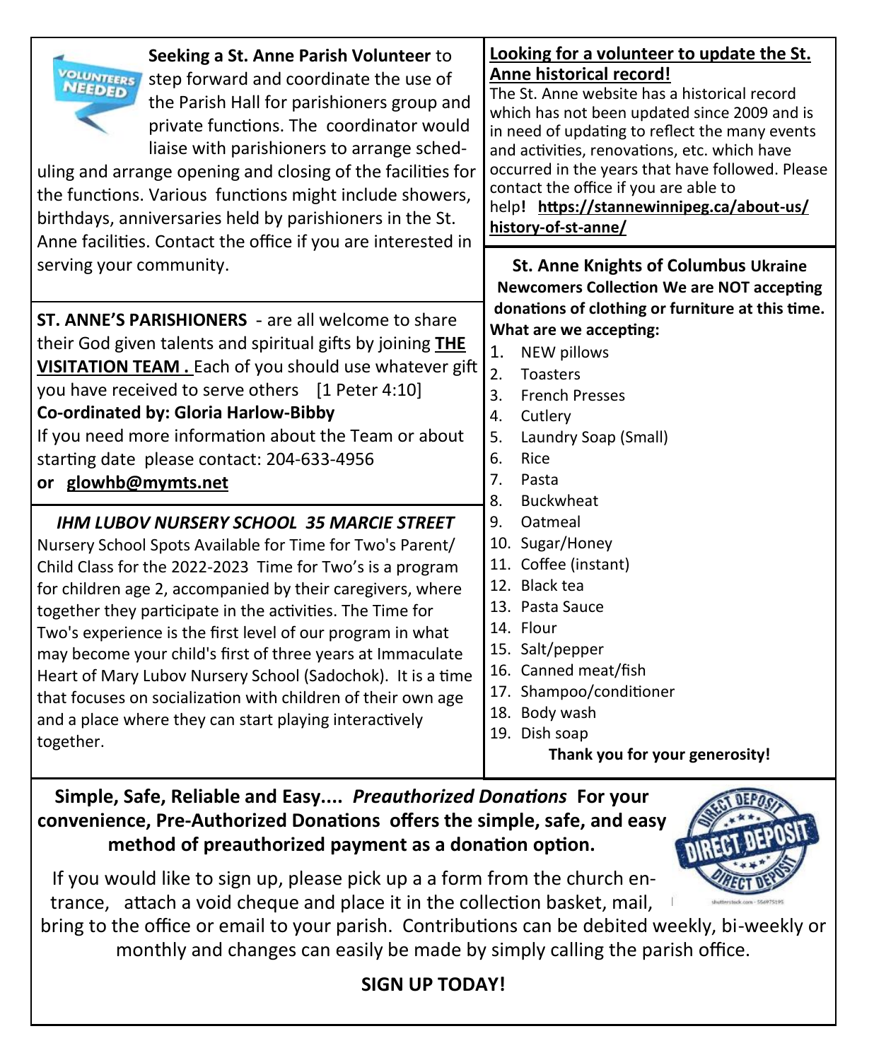**Seeking a St. Anne Parish Volunteer** to step forward and coordinate the use of the Parish Hall for parishioners group and private functions. The coordinator would liaise with parishioners to arrange scheduling and arrange opening and closing of the facilities for the functions. Various functions might include showers, birthdays, anniversaries held by parishioners in the St. Anne facilities. Contact the office if you are interested in serving your community.

**ST. ANNE'S PARISHIONERS** - are all welcome to share their God given talents and spiritual gifts by joining **THE VISITATION TEAM .** Each of you should use whatever gift you have received to serve others [1 Peter 4:10]

**Co-ordinated by: Gloria Harlow-Bibby**

If you need more information about the Team or about starting date please contact: 204-633-4956

**or glowhb@mymts.net**

***IHM LUBOV NURSERY SCHOOL 35 MARCIE STREET***

Nursery School Spots Available for Time for Two's Parent/ Child Class for the 2022-2023 Time for Two's is a program for children age 2, accompanied by their caregivers, where together they participate in the activities. The Time for Two's experience is the first level of our program in what may become your child's first of three years at Immaculate Heart of Mary Lubov Nursery School (Sadochok). It is a time that focuses on socialization with children of their own age and a place where they can start playing interactively together.

**Looking for a volunteer to update the St. Anne historical record!**

The St. Anne website has a historical record which has not been updated since 2009 and is in need of updating to reflect the many events and activities, renovations, etc. which have occurred in the years that have followed. Please contact the office if you are able to help**! https://stannewinnipeg.ca/about-us/history-of-st-anne/**

**St. Anne Knights of Columbus Ukraine Newcomers Collection We are NOT accepting donations of clothing or furniture at this time.**

**What are we accepting:**

1. NEW pillows
2. Toasters
3. French Presses
4. Cutlery
5. Laundry Soap (Small)
6. Rice
7. Pasta
8. Buckwheat
9. Oatmeal
10. Sugar/Honey
11. Coffee (instant)
12. Black tea
13. Pasta Sauce
14. Flour
15. Salt/pepper
16. Canned meat/fish
17. Shampoo/conditioner
18. Body wash
19. Dish soap

**Thank you for your generosity!**

**Simple, Safe, Reliable and Easy.... *Preauthorized Donations* For your convenience, Pre-Authorized Donations offers the simple, safe, and easy method of preauthorized payment as a donation option.**

If you would like to sign up, please pick up a a form from the church entrance, attach a void cheque and place it in the collection basket, mail, bring to the office or email to your parish. Contributions can be debited weekly, bi-weekly or monthly and changes can easily be made by simply calling the parish office.

**SIGN UP TODAY!**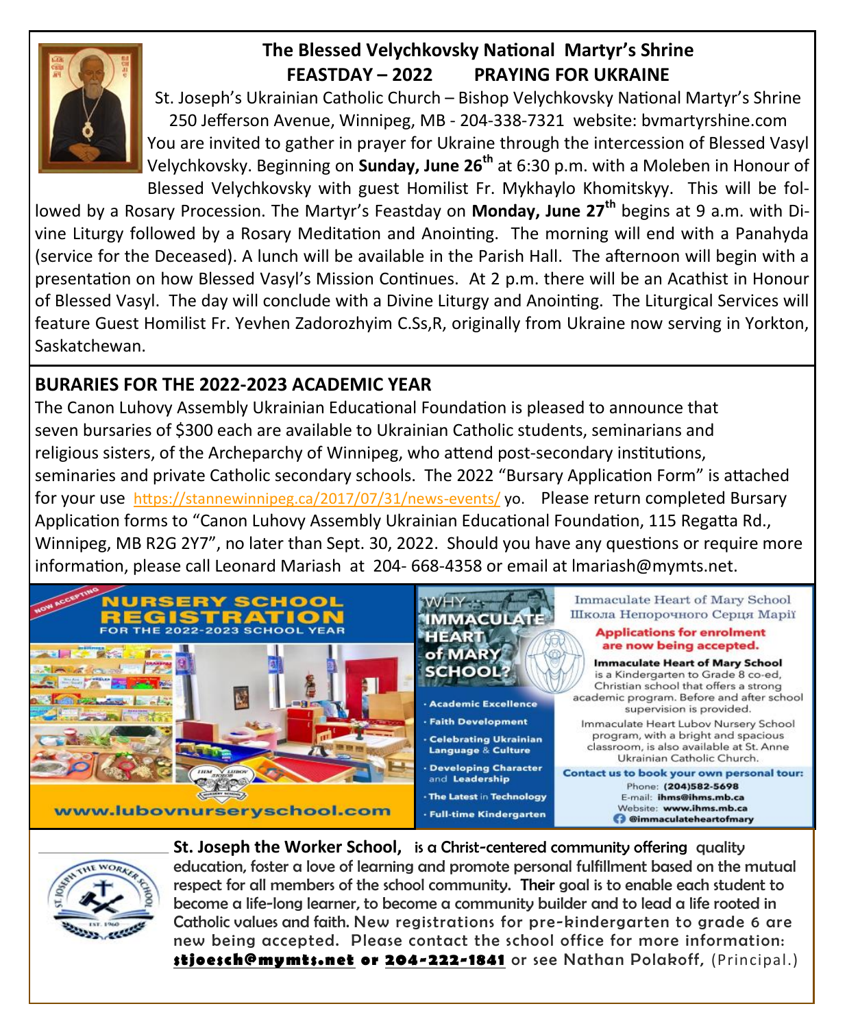## The Blessed Velychkovsky National Martyr's Shrine
## FEASTDAY – 2022 PRAYING FOR UKRAINE

St. Joseph's Ukrainian Catholic Church – Bishop Velychkovsky National Martyr's Shrine
250 Jefferson Avenue, Winnipeg, MB - 204-338-7321 website: bvmartyrshine.com

You are invited to gather in prayer for Ukraine through the intercession of Blessed Vasyl Velychkovsky. Beginning on **Sunday, June 26th** at 6:30 p.m. with a Moleben in Honour of Blessed Velychkovsky with guest Homilist Fr. Mykhaylo Khomitskyy. This will be followed by a Rosary Procession. The Martyr's Feastday on **Monday, June 27th** begins at 9 a.m. with Divine Liturgy followed by a Rosary Meditation and Anointing. The morning will end with a Panahyda (service for the Deceased). A lunch will be available in the Parish Hall. The afternoon will begin with a presentation on how Blessed Vasyl's Mission Continues. At 2 p.m. there will be an Acathist in Honour of Blessed Vasyl. The day will conclude with a Divine Liturgy and Anointing. The Liturgical Services will feature Guest Homilist Fr. Yevhen Zadorozhyim C.Ss,R, originally from Ukraine now serving in Yorkton, Saskatchewan.

## BURARIES FOR THE 2022-2023 ACADEMIC YEAR

The Canon Luhovy Assembly Ukrainian Educational Foundation is pleased to announce that seven bursaries of $300 each are available to Ukrainian Catholic students, seminarians and religious sisters, of the Archeparchy of Winnipeg, who attend post-secondary institutions, seminaries and private Catholic secondary schools. The 2022 "Bursary Application Form" is attached for your use https://stannewinnipeg.ca/2017/07/31/news-events/ yo. Please return completed Bursary Application forms to "Canon Luhovy Assembly Ukrainian Educational Foundation, 115 Regatta Rd., Winnipeg, MB R2G 2Y7", no later than Sept. 30, 2022. Should you have any questions or require more information, please call Leonard Mariash at 204- 668-4358 or email at lmariash@mymts.net.

NOW ACCEPTING

**NURSERY SCHOOL REGISTRATION**
FOR THE 2022-2023 SCHOOL YEAR

www.lubovnurseryschool.com

**WHY IMMACULATE HEART of MARY SCHOOL?**

- Academic Excellence
- Faith Development
- Celebrating Ukrainian Language & Culture
- Developing Character and Leadership
- The Latest in Technology
- Full-time Kindergarten

Immaculate Heart of Mary School
Школа Непорочного Серця Марії

**Applications for enrolment are now being accepted.**

**Immaculate Heart of Mary School** is a Kindergarten to Grade 8 co-ed, Christian school that offers a strong academic program. Before and after school supervision is provided.

Immaculate Heart Lubov Nursery School program, with a bright and spacious classroom, is also available at St. Anne Ukrainian Catholic Church.

**Contact us to book your own personal tour:**
Phone: **(204)582-5698**
E-mail: **ihms@ihms.mb.ca**
Website: **www.ihms.mb.ca**
**@immaculateheartofmary**

**St. Joseph the Worker School,** is a Christ-centered community offering quality education, foster a love of learning and promote personal fulfillment based on the mutual respect for all members of the school community. Their goal is to enable each student to become a life-long learner, to become a community builder and to lead a life rooted in Catholic values and faith. New registrations for pre-kindergarten to grade 6 are new being accepted. Please contact the school office for more information: **stjoesch@mymts.net or 204-222-1841** or see Nathan Polakoff, (Principal.)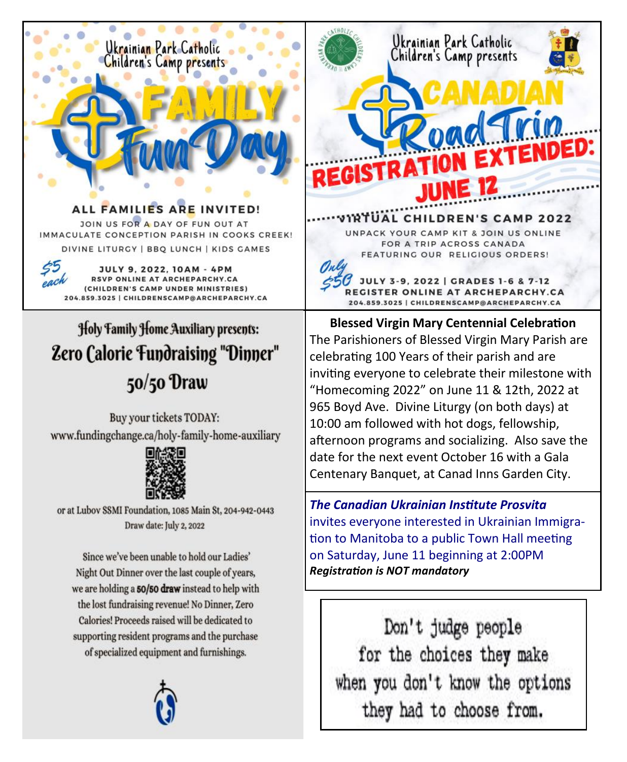Ukrainian Park Catholic Children's Camp presents

# FAMILY Fun Day

**ALL FAMILIES ARE INVITED!**

JOIN US FOR A DAY OF FUN OUT AT IMMACULATE CONCEPTION PARISH IN COOKS CREEK!

DIVINE LITURGY | BBQ LUNCH | KIDS GAMES

$5 each

**JULY 9, 2022, 10AM - 4PM**

RSVP ONLINE AT ARCHEPARCHY.CA

(CHILDREN'S CAMP UNDER MINISTRIES)

204.859.3025 | CHILDRENSCAMP@ARCHEPARCHY.CA

---

Ukrainian Park Catholic Children's Camp presents

# CANADIAN Road Trip

**REGISTRATION EXTENDED: JUNE 12**

**VIRTUAL CHILDREN'S CAMP 2022**

UNPACK YOUR CAMP KIT & JOIN US ONLINE FOR A TRIP ACROSS CANADA FEATURING OUR RELIGIOUS ORDERS!

Only $50

**JULY 3-9, 2022 | GRADES 1-6 & 7-12**

REGISTER ONLINE AT ARCHEPARCHY.CA

204.859.3025 | CHILDRENSCAMP@ARCHEPARCHY.CA

---

Holy Family Home Auxiliary presents:

## Zero Calorie Fundraising "Dinner" 50/50 Draw

Buy your tickets TODAY:
www.fundingchange.ca/holy-family-home-auxiliary

or at Lubov SSMI Foundation, 1085 Main St, 204-942-0443

Draw date: July 2, 2022

Since we've been unable to hold our Ladies' Night Out Dinner over the last couple of years, we are holding a **50/50 draw** instead to help with the lost fundraising revenue! No Dinner, Zero Calories! Proceeds raised will be dedicated to supporting resident programs and the purchase of specialized equipment and furnishings.

---

**Blessed Virgin Mary Centennial Celebration**

The Parishioners of Blessed Virgin Mary Parish are celebrating 100 Years of their parish and are inviting everyone to celebrate their milestone with "Homecoming 2022" on June 11 & 12th, 2022 at 965 Boyd Ave. Divine Liturgy (on both days) at 10:00 am followed with hot dogs, fellowship, afternoon programs and socializing. Also save the date for the next event October 16 with a Gala Centenary Banquet, at Canad Inns Garden City.

---

***The Canadian Ukrainian Institute Prosvita*** invites everyone interested in Ukrainian Immigration to Manitoba to a public Town Hall meeting on Saturday, June 11 beginning at 2:00PM

***Registration is NOT mandatory***

---

Don't judge people for the choices they make when you don't know the options they had to choose from.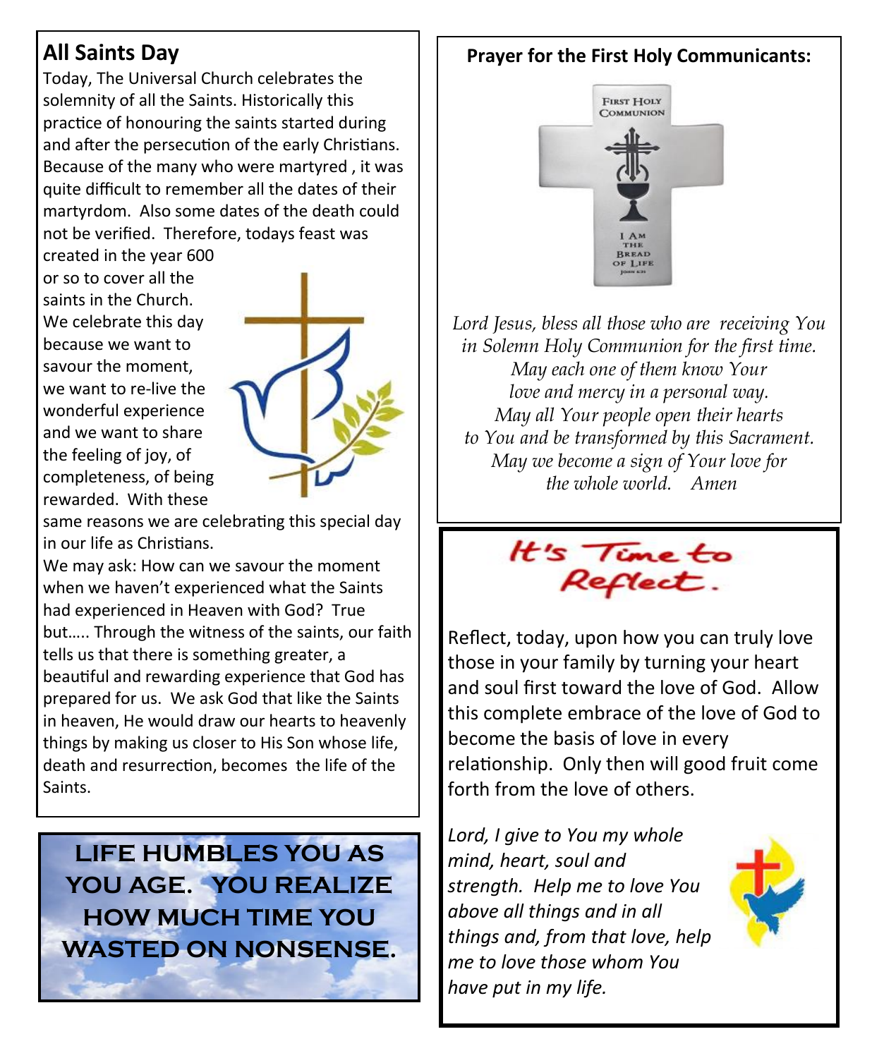## All Saints Day

Today, The Universal Church celebrates the solemnity of all the Saints. Historically this practice of honouring the saints started during and after the persecution of the early Christians. Because of the many who were martyred , it was quite difficult to remember all the dates of their martyrdom. Also some dates of the death could not be verified. Therefore, todays feast was created in the year 600 or so to cover all the saints in the Church. We celebrate this day because we want to savour the moment, we want to re-live the wonderful experience and we want to share the feeling of joy, of completeness, of being rewarded. With these same reasons we are celebrating this special day in our life as Christians.

We may ask: How can we savour the moment when we haven't experienced what the Saints had experienced in Heaven with God? True but….. Through the witness of the saints, our faith tells us that there is something greater, a beautiful and rewarding experience that God has prepared for us. We ask God that like the Saints in heaven, He would draw our hearts to heavenly things by making us closer to His Son whose life, death and resurrection, becomes the life of the Saints.

**LIFE HUMBLES YOU AS YOU AGE. YOU REALIZE HOW MUCH TIME YOU WASTED ON NONSENSE.**

**Prayer for the First Holy Communicants:**

FIRST HOLY COMMUNION

I AM THE BREAD OF LIFE

*Lord Jesus, bless all those who are receiving You in Solemn Holy Communion for the first time. May each one of them know Your love and mercy in a personal way. May all Your people open their hearts to You and be transformed by this Sacrament. May we become a sign of Your love for the whole world. Amen*

## It's Time to Reflect.

Reflect, today, upon how you can truly love those in your family by turning your heart and soul first toward the love of God. Allow this complete embrace of the love of God to become the basis of love in every relationship. Only then will good fruit come forth from the love of others.

*Lord, I give to You my whole mind, heart, soul and strength. Help me to love You above all things and in all things and, from that love, help me to love those whom You have put in my life.*